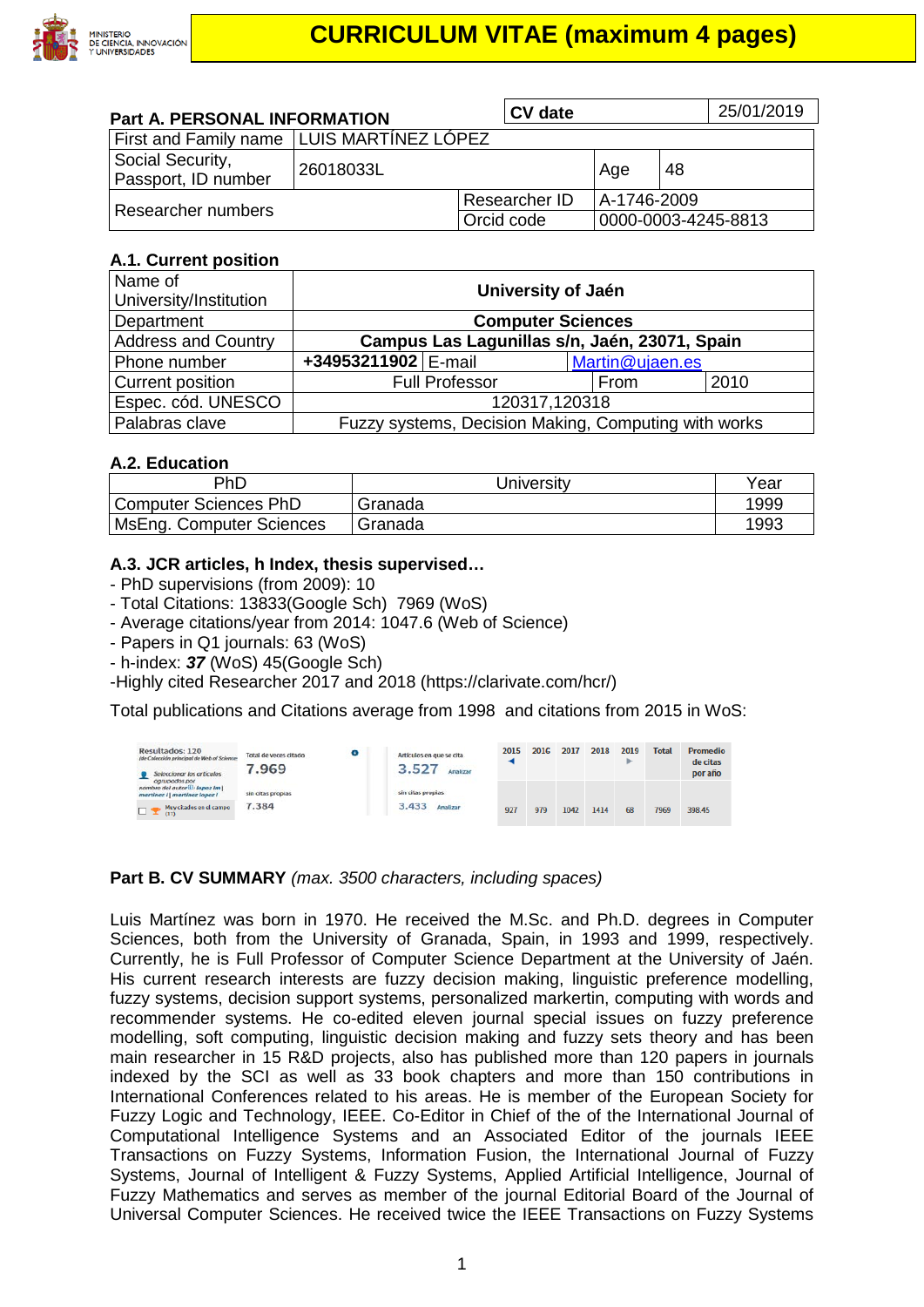# CURRICULUM VITAE (maximum 4 pages)

## Part A. PERSONAL INFORMATION

| CV date | 25/01/2019 |
|---|---|

| First and Family name | LUIS MARTÍNEZ LÓPEZ | | |
|---|---|---|---|
| Social Security, Passport, ID number | 26018033L | Age | 48 |
| Researcher numbers | | Researcher ID | A-1746-2009 |
| | | Orcid code | 0000-0003-4245-8813 |

### A.1. Current position

| Name of University/Institution | University of Jaén | | |
|---|---|---|---|
| Department | Computer Sciences | | |
| Address and Country | Campus Las Lagunillas s/n, Jaén, 23071, Spain | | |
| Phone number | +34953211902 | E-mail | Martin@ujaen.es |
| Current position | Full Professor | From | 2010 |
| Espec. cód. UNESCO | 120317,120318 | | |
| Palabras clave | Fuzzy systems, Decision Making, Computing with works | | |

### A.2. Education

| PhD | University | Year |
|---|---|---|
| Computer Sciences PhD | Granada | 1999 |
| MsEng. Computer Sciences | Granada | 1993 |

### A.3. JCR articles, h Index, thesis supervised…

- PhD supervisions (from 2009): 10
- Total Citations: 13833(Google Sch) 7969 (WoS)
- Average citations/year from 2014: 1047.6 (Web of Science)
- Papers in Q1 journals: 63 (WoS)
- h-index: ***37*** (WoS) 45(Google Sch)
-Highly cited Researcher 2017 and 2018 (https://clarivate.com/hcr/)

Total publications and Citations average from 1998 and citations from 2015 in WoS:

| Resultados: 120 | Total de veces citado | Artículos en que se cita | 2015 | 2016 | 2017 | 2018 | 2019 | Total | Promedio de citas por año |
|---|---|---|---|---|---|---|---|---|---|
| | 7.969 | 3.527 | | | | | | | |
| | sin citas propias 7.384 | sin citas propias 3.433 | 927 | 979 | 1042 | 1414 | 68 | 7969 | 398.45 |

## Part B. CV SUMMARY *(max. 3500 characters, including spaces)*

Luis Martínez was born in 1970. He received the M.Sc. and Ph.D. degrees in Computer Sciences, both from the University of Granada, Spain, in 1993 and 1999, respectively. Currently, he is Full Professor of Computer Science Department at the University of Jaén. His current research interests are fuzzy decision making, linguistic preference modelling, fuzzy systems, decision support systems, personalized markertin, computing with words and recommender systems. He co-edited eleven journal special issues on fuzzy preference modelling, soft computing, linguistic decision making and fuzzy sets theory and has been main researcher in 15 R&D projects, also has published more than 120 papers in journals indexed by the SCI as well as 33 book chapters and more than 150 contributions in International Conferences related to his areas. He is member of the European Society for Fuzzy Logic and Technology, IEEE. Co-Editor in Chief of the of the International Journal of Computational Intelligence Systems and an Associated Editor of the journals IEEE Transactions on Fuzzy Systems, Information Fusion, the International Journal of Fuzzy Systems, Journal of Intelligent & Fuzzy Systems, Applied Artificial Intelligence, Journal of Fuzzy Mathematics and serves as member of the journal Editorial Board of the Journal of Universal Computer Sciences. He received twice the IEEE Transactions on Fuzzy Systems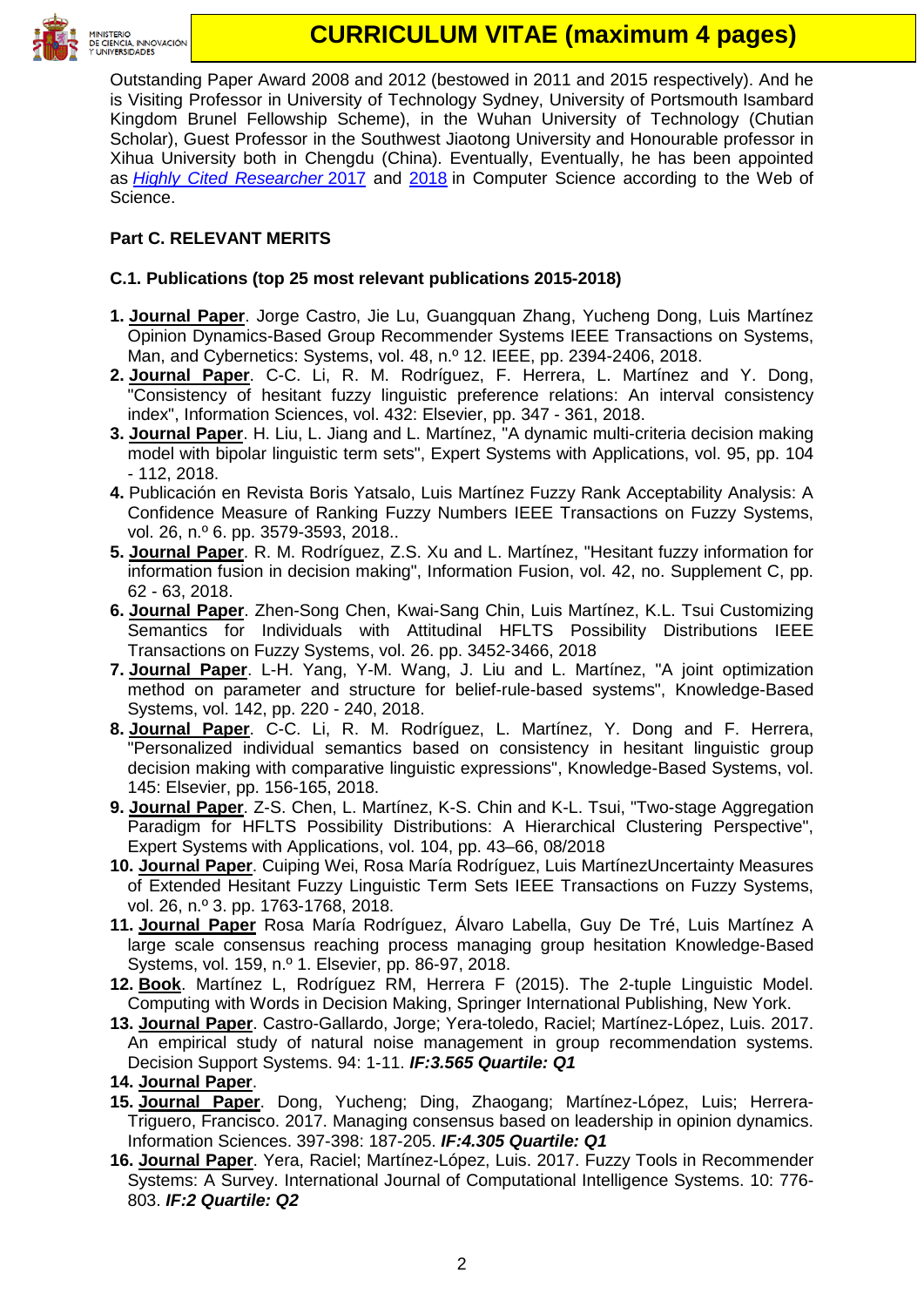Outstanding Paper Award 2008 and 2012 (bestowed in 2011 and 2015 respectively). And he is Visiting Professor in University of Technology Sydney, University of Portsmouth Isambard Kingdom Brunel Fellowship Scheme), in the Wuhan University of Technology (Chutian Scholar), Guest Professor in the Southwest Jiaotong University and Honourable professor in Xihua University both in Chengdu (China). Eventually, Eventually, he has been appointed as *Highly Cited Researcher* 2017 and 2018 in Computer Science according to the Web of Science.

### Part C. RELEVANT MERITS

#### C.1. Publications (top 25 most relevant publications 2015-2018)

1. **Journal Paper**. Jorge Castro, Jie Lu, Guangquan Zhang, Yucheng Dong, Luis Martínez Opinion Dynamics-Based Group Recommender Systems IEEE Transactions on Systems, Man, and Cybernetics: Systems, vol. 48, n.º 12. IEEE, pp. 2394-2406, 2018.
2. **Journal Paper**. C-C. Li, R. M. Rodríguez, F. Herrera, L. Martínez and Y. Dong, "Consistency of hesitant fuzzy linguistic preference relations: An interval consistency index", Information Sciences, vol. 432: Elsevier, pp. 347 - 361, 2018.
3. **Journal Paper**. H. Liu, L. Jiang and L. Martínez, "A dynamic multi-criteria decision making model with bipolar linguistic term sets", Expert Systems with Applications, vol. 95, pp. 104 - 112, 2018.
4. Publicación en Revista Boris Yatsalo, Luis Martínez Fuzzy Rank Acceptability Analysis: A Confidence Measure of Ranking Fuzzy Numbers IEEE Transactions on Fuzzy Systems, vol. 26, n.º 6. pp. 3579-3593, 2018..
5. **Journal Paper**. R. M. Rodríguez, Z.S. Xu and L. Martínez, "Hesitant fuzzy information for information fusion in decision making", Information Fusion, vol. 42, no. Supplement C, pp. 62 - 63, 2018.
6. **Journal Paper**. Zhen-Song Chen, Kwai-Sang Chin, Luis Martínez, K.L. Tsui Customizing Semantics for Individuals with Attitudinal HFLTS Possibility Distributions IEEE Transactions on Fuzzy Systems, vol. 26. pp. 3452-3466, 2018
7. **Journal Paper**. L-H. Yang, Y-M. Wang, J. Liu and L. Martínez, "A joint optimization method on parameter and structure for belief-rule-based systems", Knowledge-Based Systems, vol. 142, pp. 220 - 240, 2018.
8. **Journal Paper**. C-C. Li, R. M. Rodríguez, L. Martínez, Y. Dong and F. Herrera, "Personalized individual semantics based on consistency in hesitant linguistic group decision making with comparative linguistic expressions", Knowledge-Based Systems, vol. 145: Elsevier, pp. 156-165, 2018.
9. **Journal Paper**. Z-S. Chen, L. Martínez, K-S. Chin and K-L. Tsui, "Two-stage Aggregation Paradigm for HFLTS Possibility Distributions: A Hierarchical Clustering Perspective", Expert Systems with Applications, vol. 104, pp. 43–66, 08/2018
10. **Journal Paper**. Cuiping Wei, Rosa María Rodríguez, Luis MartínezUncertainty Measures of Extended Hesitant Fuzzy Linguistic Term Sets IEEE Transactions on Fuzzy Systems, vol. 26, n.º 3. pp. 1763-1768, 2018.
11. **Journal Paper** Rosa María Rodríguez, Álvaro Labella, Guy De Tré, Luis Martínez A large scale consensus reaching process managing group hesitation Knowledge-Based Systems, vol. 159, n.º 1. Elsevier, pp. 86-97, 2018.
12. **Book**. Martínez L, Rodríguez RM, Herrera F (2015). The 2-tuple Linguistic Model. Computing with Words in Decision Making, Springer International Publishing, New York.
13. **Journal Paper**. Castro-Gallardo, Jorge; Yera-toledo, Raciel; Martínez-López, Luis. 2017. An empirical study of natural noise management in group recommendation systems. Decision Support Systems. 94: 1-11. ***IF:3.565 Quartile: Q1***
14. **Journal Paper**.
15. **Journal Paper**. Dong, Yucheng; Ding, Zhaogang; Martínez-López, Luis; Herrera-Triguero, Francisco. 2017. Managing consensus based on leadership in opinion dynamics. Information Sciences. 397-398: 187-205. ***IF:4.305 Quartile: Q1***
16. **Journal Paper**. Yera, Raciel; Martínez-López, Luis. 2017. Fuzzy Tools in Recommender Systems: A Survey. International Journal of Computational Intelligence Systems. 10: 776-803. ***IF:2 Quartile: Q2***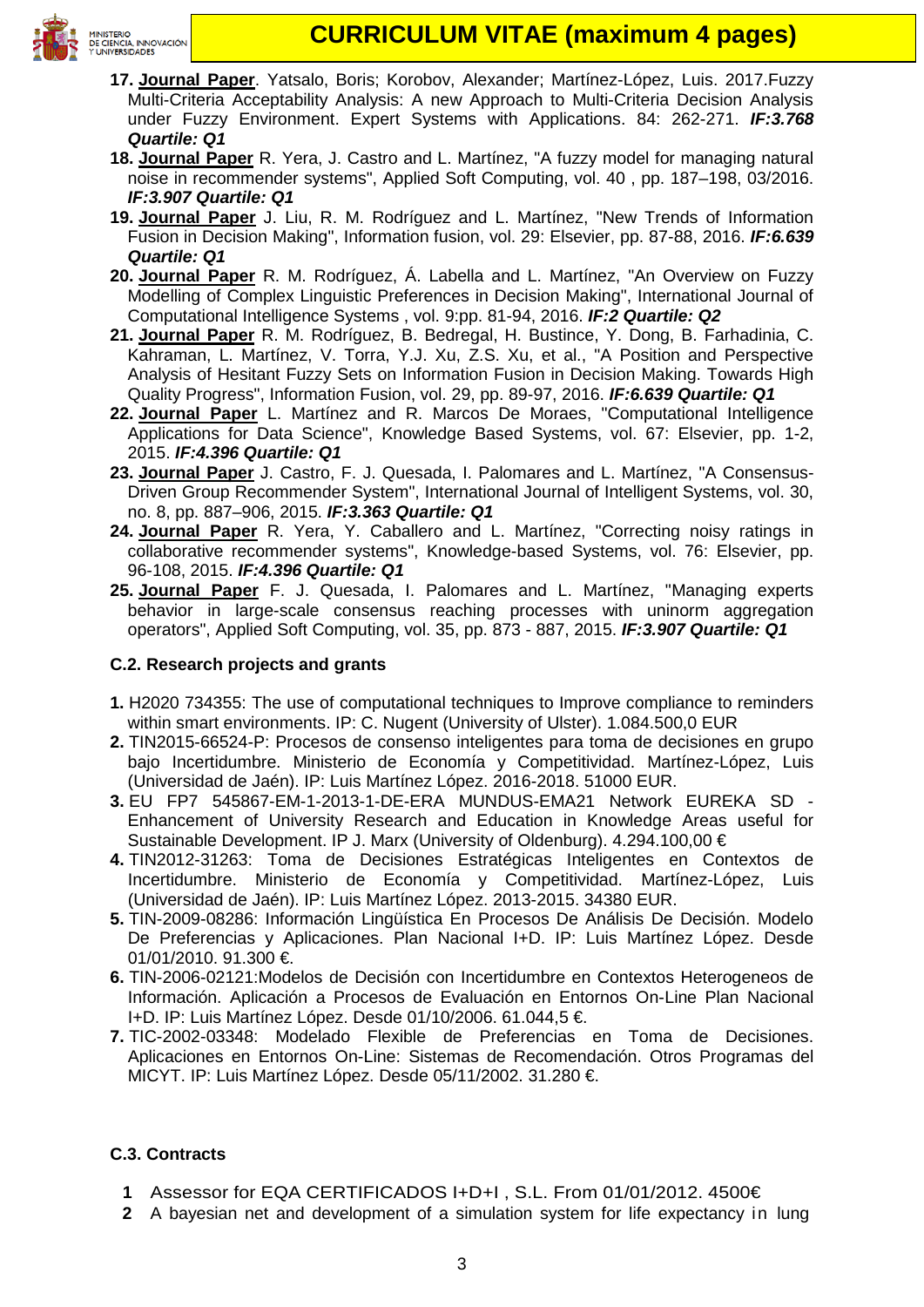17. **Journal Paper**. Yatsalo, Boris; Korobov, Alexander; Martínez-López, Luis. 2017.Fuzzy Multi-Criteria Acceptability Analysis: A new Approach to Multi-Criteria Decision Analysis under Fuzzy Environment. Expert Systems with Applications. 84: 262-271. ***IF:3.768 Quartile: Q1***
18. **Journal Paper** R. Yera, J. Castro and L. Martínez, "A fuzzy model for managing natural noise in recommender systems", Applied Soft Computing, vol. 40 , pp. 187–198, 03/2016. ***IF:3.907 Quartile: Q1***
19. **Journal Paper** J. Liu, R. M. Rodríguez and L. Martínez, "New Trends of Information Fusion in Decision Making", Information fusion, vol. 29: Elsevier, pp. 87-88, 2016. ***IF:6.639 Quartile: Q1***
20. **Journal Paper** R. M. Rodríguez, Á. Labella and L. Martínez, "An Overview on Fuzzy Modelling of Complex Linguistic Preferences in Decision Making", International Journal of Computational Intelligence Systems , vol. 9:pp. 81-94, 2016. ***IF:2 Quartile: Q2***
21. **Journal Paper** R. M. Rodríguez, B. Bedregal, H. Bustince, Y. Dong, B. Farhadinia, C. Kahraman, L. Martínez, V. Torra, Y.J. Xu, Z.S. Xu, et al., "A Position and Perspective Analysis of Hesitant Fuzzy Sets on Information Fusion in Decision Making. Towards High Quality Progress", Information Fusion, vol. 29, pp. 89-97, 2016. ***IF:6.639 Quartile: Q1***
22. **Journal Paper** L. Martínez and R. Marcos De Moraes, "Computational Intelligence Applications for Data Science", Knowledge Based Systems, vol. 67: Elsevier, pp. 1-2, 2015. ***IF:4.396 Quartile: Q1***
23. **Journal Paper** J. Castro, F. J. Quesada, I. Palomares and L. Martínez, "A Consensus-Driven Group Recommender System", International Journal of Intelligent Systems, vol. 30, no. 8, pp. 887–906, 2015. ***IF:3.363 Quartile: Q1***
24. **Journal Paper** R. Yera, Y. Caballero and L. Martínez, "Correcting noisy ratings in collaborative recommender systems", Knowledge-based Systems, vol. 76: Elsevier, pp. 96-108, 2015. ***IF:4.396 Quartile: Q1***
25. **Journal Paper** F. J. Quesada, I. Palomares and L. Martínez, "Managing experts behavior in large-scale consensus reaching processes with uninorm aggregation operators", Applied Soft Computing, vol. 35, pp. 873 - 887, 2015. ***IF:3.907 Quartile: Q1***

### C.2. Research projects and grants

1. H2020 734355: The use of computational techniques to Improve compliance to reminders within smart environments. IP: C. Nugent (University of Ulster). 1.084.500,0 EUR
2. TIN2015-66524-P: Procesos de consenso inteligentes para toma de decisiones en grupo bajo Incertidumbre. Ministerio de Economía y Competitividad. Martínez-López, Luis (Universidad de Jaén). IP: Luis Martínez López. 2016-2018. 51000 EUR.
3. EU FP7 545867-EM-1-2013-1-DE-ERA MUNDUS-EMA21 Network EUREKA SD - Enhancement of University Research and Education in Knowledge Areas useful for Sustainable Development. IP J. Marx (University of Oldenburg). 4.294.100,00 €
4. TIN2012-31263: Toma de Decisiones Estratégicas Inteligentes en Contextos de Incertidumbre. Ministerio de Economía y Competitividad. Martínez-López, Luis (Universidad de Jaén). IP: Luis Martínez López. 2013-2015. 34380 EUR.
5. TIN-2009-08286: Información Lingüística En Procesos De Análisis De Decisión. Modelo De Preferencias y Aplicaciones. Plan Nacional I+D. IP: Luis Martínez López. Desde 01/01/2010. 91.300 €.
6. TIN-2006-02121:Modelos de Decisión con Incertidumbre en Contextos Heterogeneos de Información. Aplicación a Procesos de Evaluación en Entornos On-Line Plan Nacional I+D. IP: Luis Martínez López. Desde 01/10/2006. 61.044,5 €.
7. TIC-2002-03348: Modelado Flexible de Preferencias en Toma de Decisiones. Aplicaciones en Entornos On-Line: Sistemas de Recomendación. Otros Programas del MICYT. IP: Luis Martínez López. Desde 05/11/2002. 31.280 €.

### C.3. Contracts

1. Assessor for EQA CERTIFICADOS I+D+I , S.L. From 01/01/2012. 4500€
2. A bayesian net and development of a simulation system for life expectancy in lung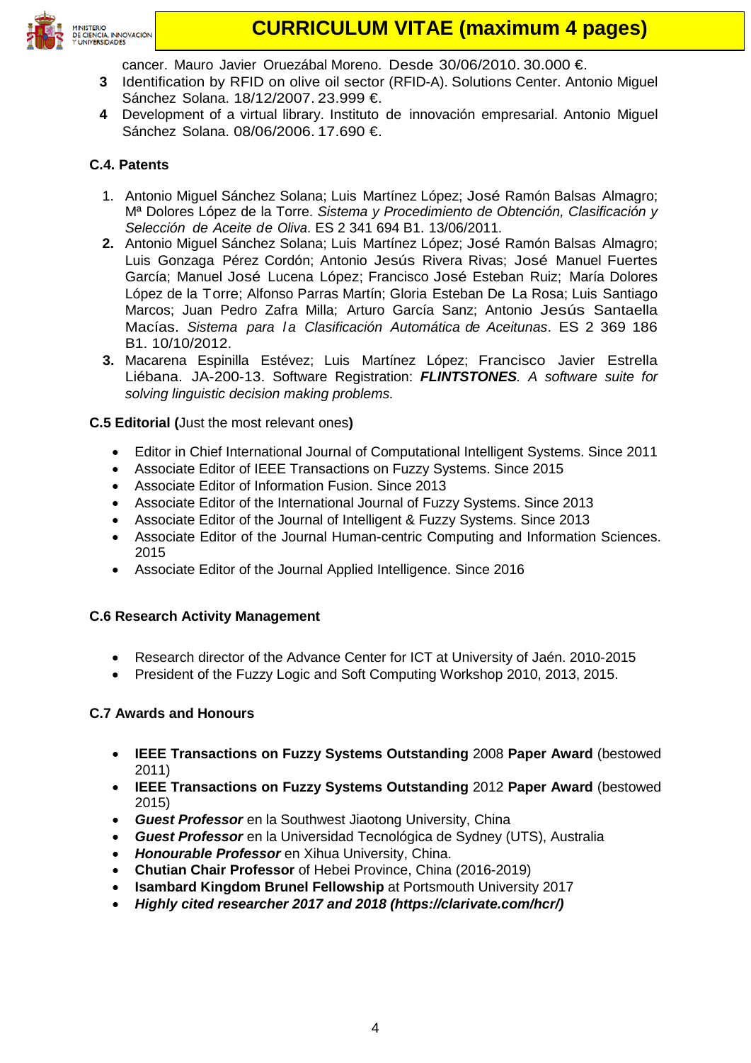cancer. Mauro Javier Oruezábal Moreno. Desde 30/06/2010. 30.000 €.

3 Identification by RFID on olive oil sector (RFID-A). Solutions Center. Antonio Miguel Sánchez Solana. 18/12/2007. 23.999 €.

4 Development of a virtual library. Instituto de innovación empresarial. Antonio Miguel Sánchez Solana. 08/06/2006. 17.690 €.

**C.4. Patents**

1. Antonio Miguel Sánchez Solana; Luis Martínez López; José Ramón Balsas Almagro; Mª Dolores López de la Torre. *Sistema y Procedimiento de Obtención, Clasificación y Selección de Aceite de Oliva*. ES 2 341 694 B1. 13/06/2011.
2. Antonio Miguel Sánchez Solana; Luis Martínez López; José Ramón Balsas Almagro; Luis Gonzaga Pérez Cordón; Antonio Jesús Rivera Rivas; José Manuel Fuertes García; Manuel José Lucena López; Francisco José Esteban Ruiz; María Dolores López de la Torre; Alfonso Parras Martín; Gloria Esteban De La Rosa; Luis Santiago Marcos; Juan Pedro Zafra Milla; Arturo García Sanz; Antonio Jesús Santaella Macías. *Sistema para la Clasificación Automática de Aceitunas*. ES 2 369 186 B1. 10/10/2012.
3. Macarena Espinilla Estévez; Luis Martínez López; Francisco Javier Estrella Liébana. JA-200-13. Software Registration: ***FLINTSTONES***. *A software suite for solving linguistic decision making problems.*

**C.5 Editorial (**Just the most relevant ones**)**

- Editor in Chief International Journal of Computational Intelligent Systems. Since 2011
- Associate Editor of IEEE Transactions on Fuzzy Systems. Since 2015
- Associate Editor of Information Fusion. Since 2013
- Associate Editor of the International Journal of Fuzzy Systems. Since 2013
- Associate Editor of the Journal of Intelligent & Fuzzy Systems. Since 2013
- Associate Editor of the Journal Human-centric Computing and Information Sciences. 2015
- Associate Editor of the Journal Applied Intelligence. Since 2016

**C.6 Research Activity Management**

- Research director of the Advance Center for ICT at University of Jaén. 2010-2015
- President of the Fuzzy Logic and Soft Computing Workshop 2010, 2013, 2015.

**C.7 Awards and Honours**

- **IEEE Transactions on Fuzzy Systems Outstanding** 2008 **Paper Award** (bestowed 2011)
- **IEEE Transactions on Fuzzy Systems Outstanding** 2012 **Paper Award** (bestowed 2015)
- ***Guest Professor*** en la Southwest Jiaotong University, China
- ***Guest Professor*** en la Universidad Tecnológica de Sydney (UTS), Australia
- ***Honourable Professor*** en Xihua University, China.
- **Chutian Chair Professor** of Hebei Province, China (2016-2019)
- **Isambard Kingdom Brunel Fellowship** at Portsmouth University 2017
- ***Highly cited researcher 2017 and 2018 (https://clarivate.com/hcr/)***